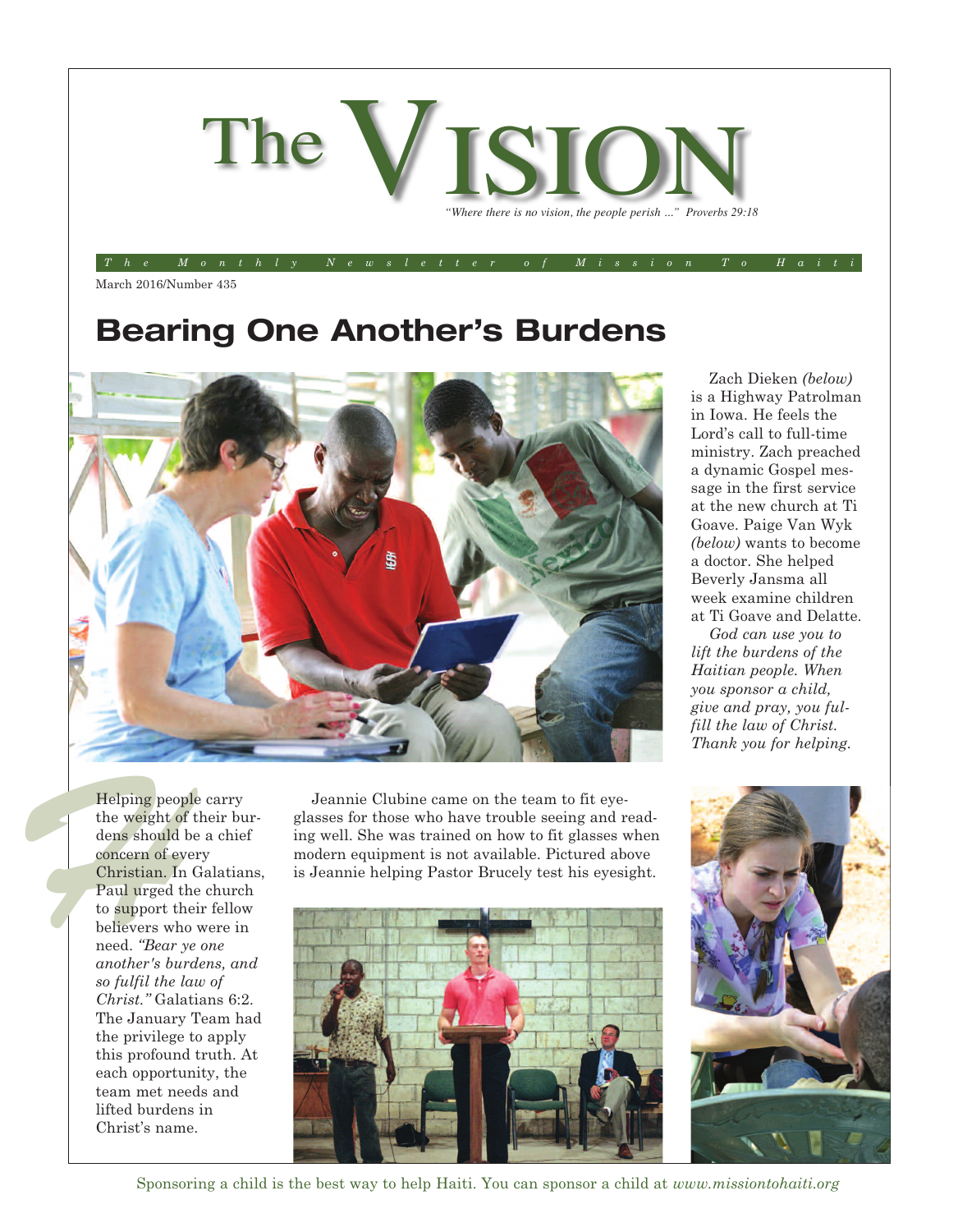# The VISION

*"Where there is no vision, the people perish ..." Proverbs 29:18*

*The Monthly Newsletter of Mission To Haiti*

March 2016/Number 435

## Bearing One Another's Burdens

Zach Dieken *(below)* is a Highway Patrolman in Iowa. He feels the Lord's call to full-time ministry. Zach preached a dynamic Gospel message in the first service at the new church at Ti Goave. Paige Van Wyk *(below)* wants to become a doctor. She helped Beverly Jansma all week examine children at Ti Goave and Delatte.

*God can use you to lift the burdens of the Haitian people. When you sponsor a child, give and pray, you fulfill the law of Christ. Thank you for helping.*

Helping people carry the weight of their burdens should be a chief concern of every Christian. In Galatians, Paul urged the church to support their fellow believers who were in need. *"Bear ye one another's burdens, and so fulfil the law of Christ."* Galatians 6:2. The January Team had the privilege to apply this profound truth. At each opportunity, the team met needs and lifted burdens in Christ's name.

Jeannie Clubine came on the team to fit eyeglasses for those who have trouble seeing and reading well. She was trained on how to fit glasses when modern equipment is not available. Pictured above is Jeannie helping Pastor Brucely test his eyesight.

Sponsoring a child is the best way to help Haiti. You can sponsor a child at *www.missiontohaiti.org*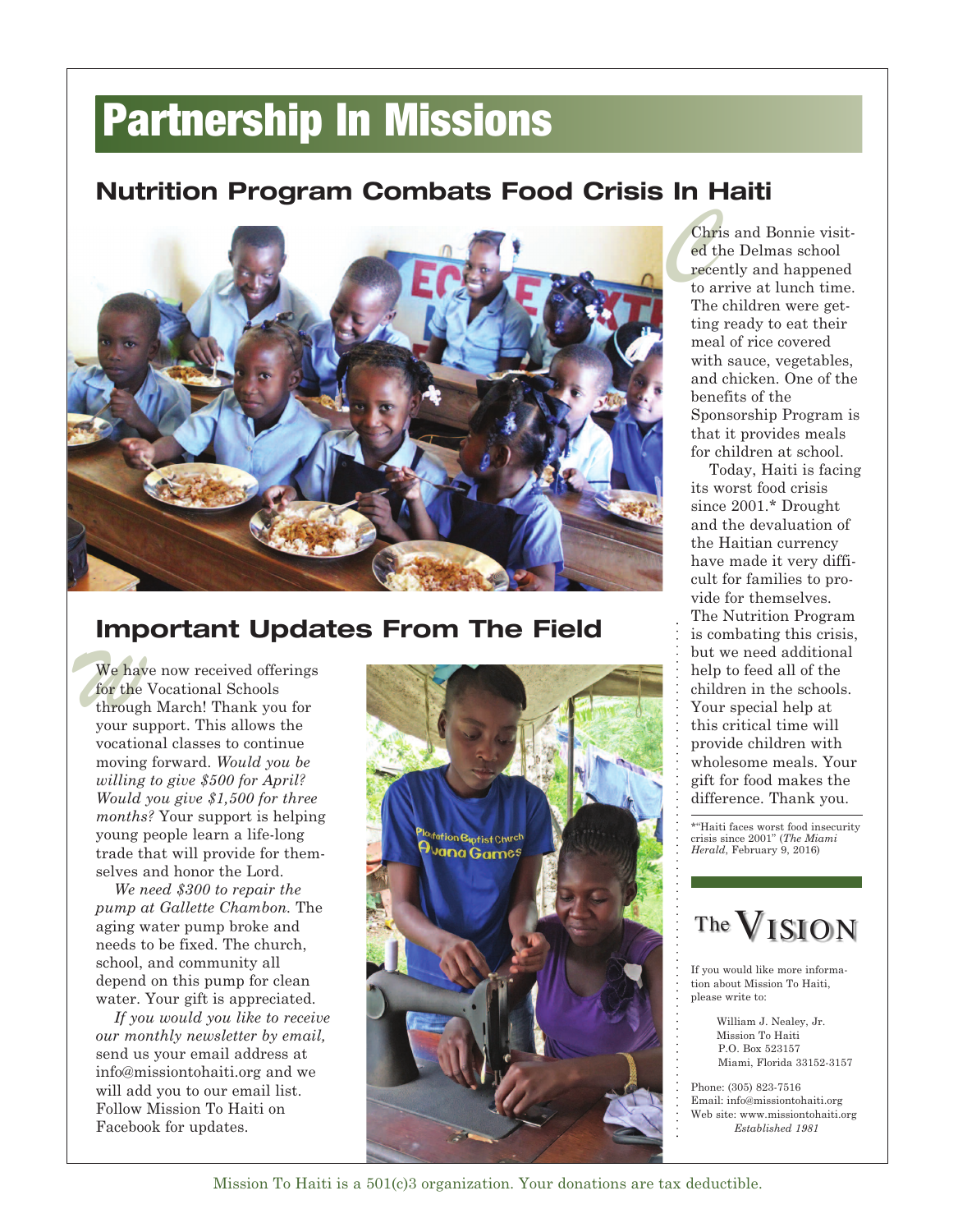# Partnership In Missions

## Nutrition Program Combats Food Crisis In Haiti

Chris and Bonnie visited the Delmas school recently and happened to arrive at lunch time. The children were getting ready to eat their meal of rice covered with sauce, vegetables, and chicken. One of the benefits of the Sponsorship Program is that it provides meals for children at school.

Today, Haiti is facing its worst food crisis since 2001.* Drought and the devaluation of the Haitian currency have made it very difficult for families to provide for themselves. The Nutrition Program is combating this crisis, but we need additional help to feed all of the children in the schools. Your special help at this critical time will provide children with wholesome meals. Your gift for food makes the difference. Thank you.

*"Haiti faces worst food insecurity crisis since 2001" (*The Miami Herald*, February 9, 2016)

## Important Updates From The Field

We have now received offerings for the Vocational Schools through March! Thank you for your support. This allows the vocational classes to continue moving forward. *Would you be willing to give $500 for April? Would you give $1,500 for three months?* Your support is helping young people learn a life-long trade that will provide for themselves and honor the Lord.

*We need $300 to repair the pump at Gallette Chambon.* The aging water pump broke and needs to be fixed. The church, school, and community all depend on this pump for clean water. Your gift is appreciated.

*If you would you like to receive our monthly newsletter by email,* send us your email address at info@missiontohaiti.org and we will add you to our email list. Follow Mission To Haiti on Facebook for updates.

## The VISION

If you would like more information about Mission To Haiti, please write to:

William J. Nealey, Jr.
Mission To Haiti
P.O. Box 523157
Miami, Florida 33152-3157

Phone: (305) 823-7516
Email: info@missiontohaiti.org
Web site: www.missiontohaiti.org
*Established 1981*

Mission To Haiti is a 501(c)3 organization. Your donations are tax deductible.